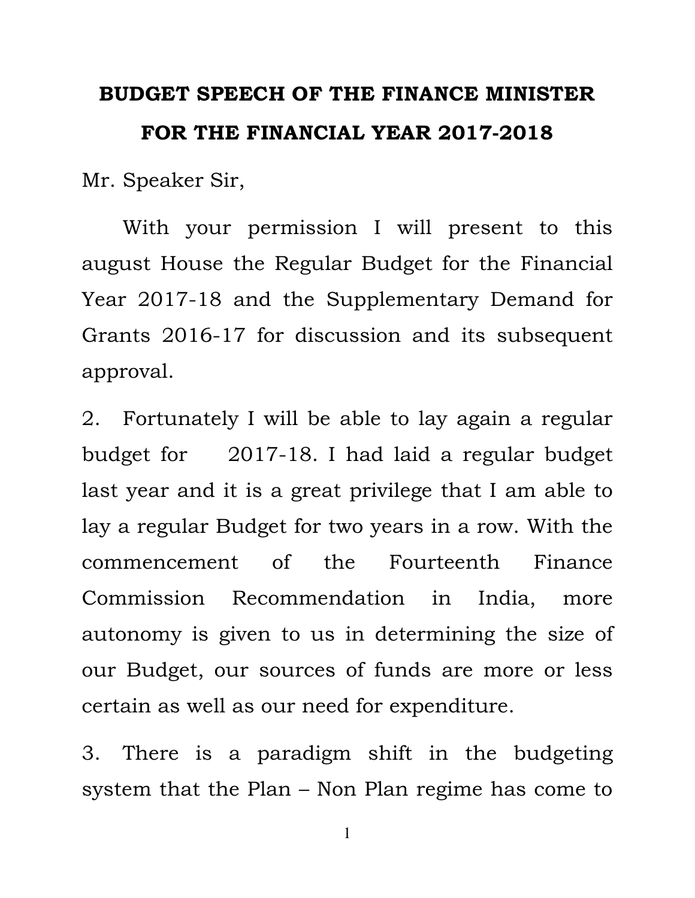# BUDGET SPEECH OF THE FINANCE MINISTER FOR THE FINANCIAL YEAR 2017-2018

Mr. Speaker Sir,

With your permission I will present to this august House the Regular Budget for the Financial Year 2017-18 and the Supplementary Demand for Grants 2016-17 for discussion and its subsequent approval.

2. Fortunately I will be able to lay again a regular budget for 2017-18. I had laid a regular budget last year and it is a great privilege that I am able to lay a regular Budget for two years in a row. With the commencement of the Fourteenth Finance Commission Recommendation in India, more autonomy is given to us in determining the size of our Budget, our sources of funds are more or less certain as well as our need for expenditure.

3. There is a paradigm shift in the budgeting system that the Plan – Non Plan regime has come to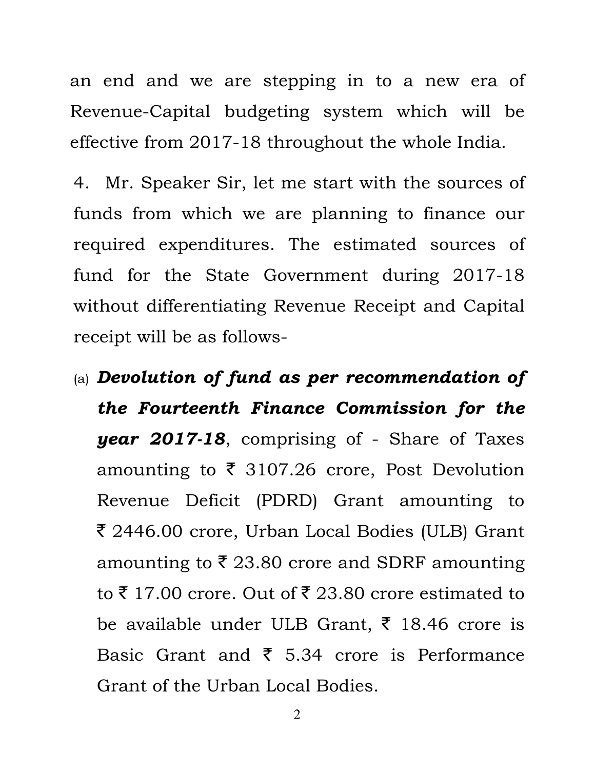an end and we are stepping in to a new era of Revenue-Capital budgeting system which will be effective from 2017-18 throughout the whole India.

4. Mr. Speaker Sir, let me start with the sources of funds from which we are planning to finance our required expenditures. The estimated sources of fund for the State Government during 2017-18 without differentiating Revenue Receipt and Capital receipt will be as follows-

(a) ***Devolution of fund as per recommendation of the Fourteenth Finance Commission for the year 2017-18***, comprising of - Share of Taxes amounting to ₹ 3107.26 crore, Post Devolution Revenue Deficit (PDRD) Grant amounting to ₹ 2446.00 crore, Urban Local Bodies (ULB) Grant amounting to ₹ 23.80 crore and SDRF amounting to ₹ 17.00 crore. Out of ₹ 23.80 crore estimated to be available under ULB Grant, ₹ 18.46 crore is Basic Grant and ₹ 5.34 crore is Performance Grant of the Urban Local Bodies.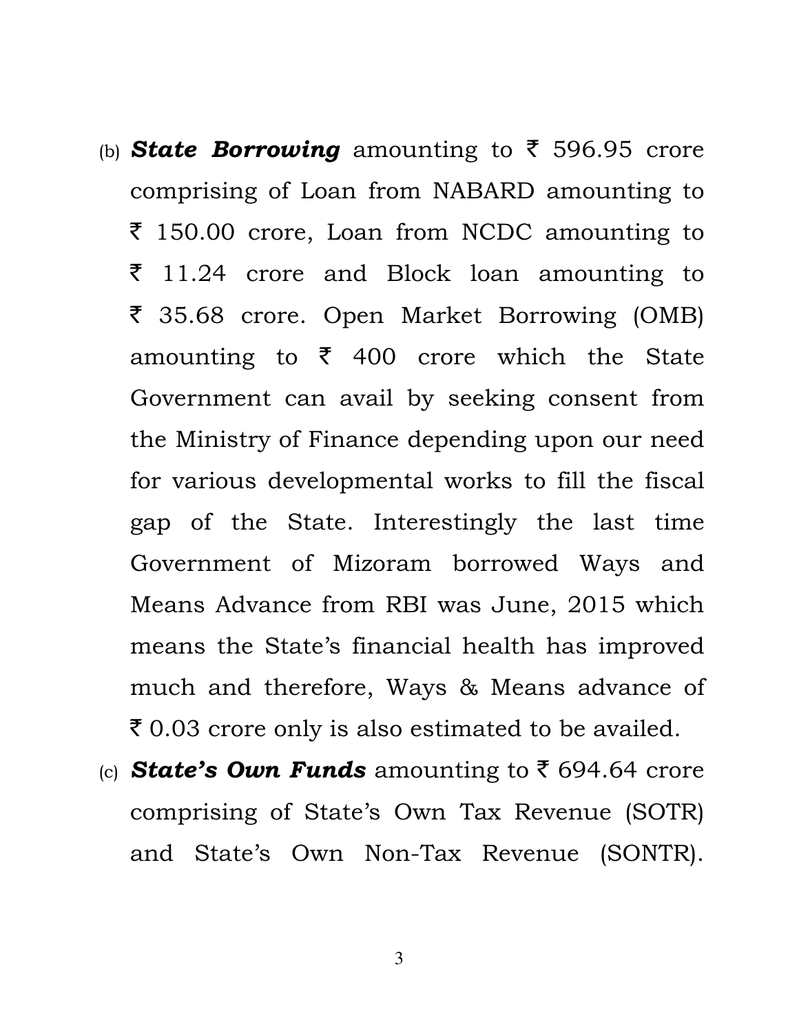(b) ***State Borrowing*** amounting to ₹ 596.95 crore comprising of Loan from NABARD amounting to ₹ 150.00 crore, Loan from NCDC amounting to ₹ 11.24 crore and Block loan amounting to ₹ 35.68 crore. Open Market Borrowing (OMB) amounting to ₹ 400 crore which the State Government can avail by seeking consent from the Ministry of Finance depending upon our need for various developmental works to fill the fiscal gap of the State. Interestingly the last time Government of Mizoram borrowed Ways and Means Advance from RBI was June, 2015 which means the State's financial health has improved much and therefore, Ways & Means advance of ₹ 0.03 crore only is also estimated to be availed.

(c) ***State's Own Funds*** amounting to ₹ 694.64 crore comprising of State's Own Tax Revenue (SOTR) and State's Own Non-Tax Revenue (SONTR).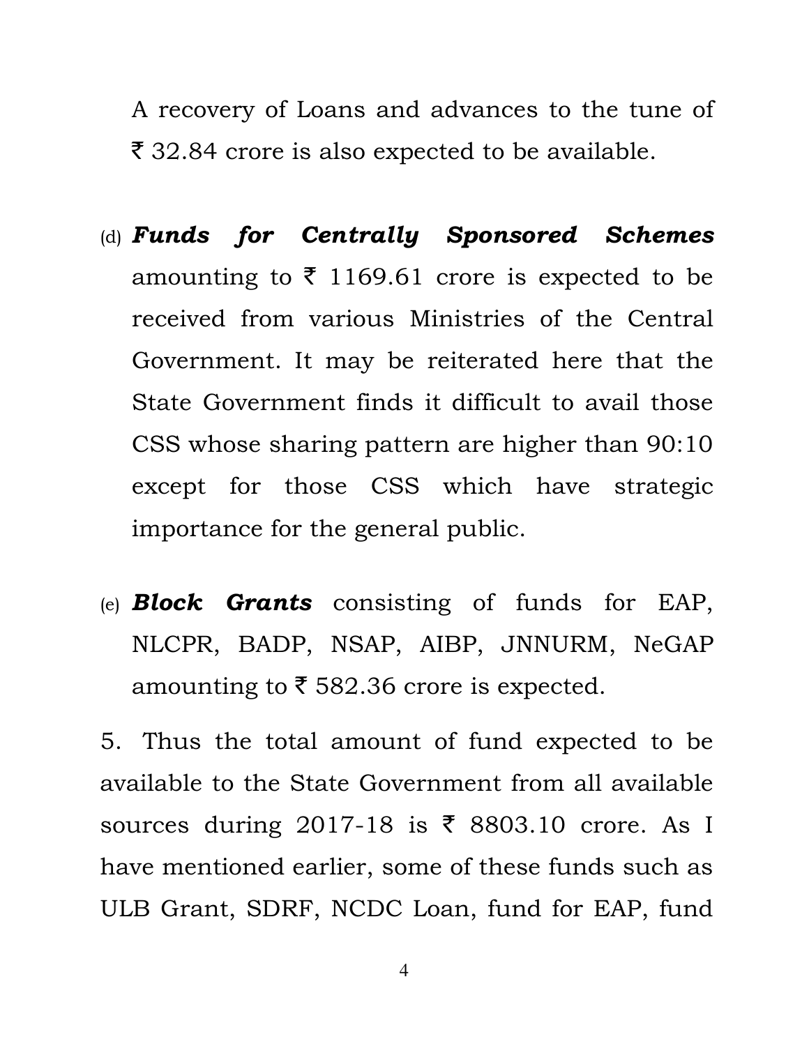A recovery of Loans and advances to the tune of ₹ 32.84 crore is also expected to be available.

(d) ***Funds for Centrally Sponsored Schemes*** amounting to ₹ 1169.61 crore is expected to be received from various Ministries of the Central Government. It may be reiterated here that the State Government finds it difficult to avail those CSS whose sharing pattern are higher than 90:10 except for those CSS which have strategic importance for the general public.

(e) ***Block Grants*** consisting of funds for EAP, NLCPR, BADP, NSAP, AIBP, JNNURM, NeGAP amounting to ₹ 582.36 crore is expected.

5. Thus the total amount of fund expected to be available to the State Government from all available sources during 2017-18 is ₹ 8803.10 crore. As I have mentioned earlier, some of these funds such as ULB Grant, SDRF, NCDC Loan, fund for EAP, fund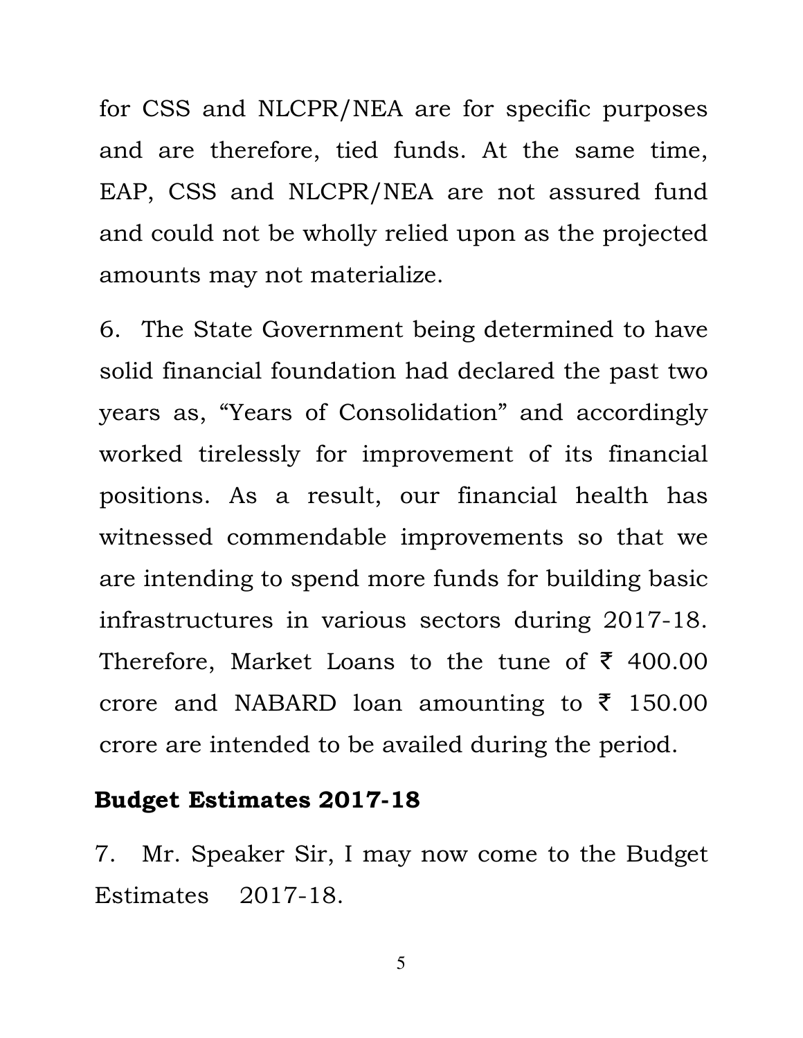for CSS and NLCPR/NEA are for specific purposes and are therefore, tied funds. At the same time, EAP, CSS and NLCPR/NEA are not assured fund and could not be wholly relied upon as the projected amounts may not materialize.

6. The State Government being determined to have solid financial foundation had declared the past two years as, "Years of Consolidation" and accordingly worked tirelessly for improvement of its financial positions. As a result, our financial health has witnessed commendable improvements so that we are intending to spend more funds for building basic infrastructures in various sectors during 2017-18. Therefore, Market Loans to the tune of ₹ 400.00 crore and NABARD loan amounting to ₹ 150.00 crore are intended to be availed during the period.

## Budget Estimates 2017-18

7. Mr. Speaker Sir, I may now come to the Budget Estimates 2017-18.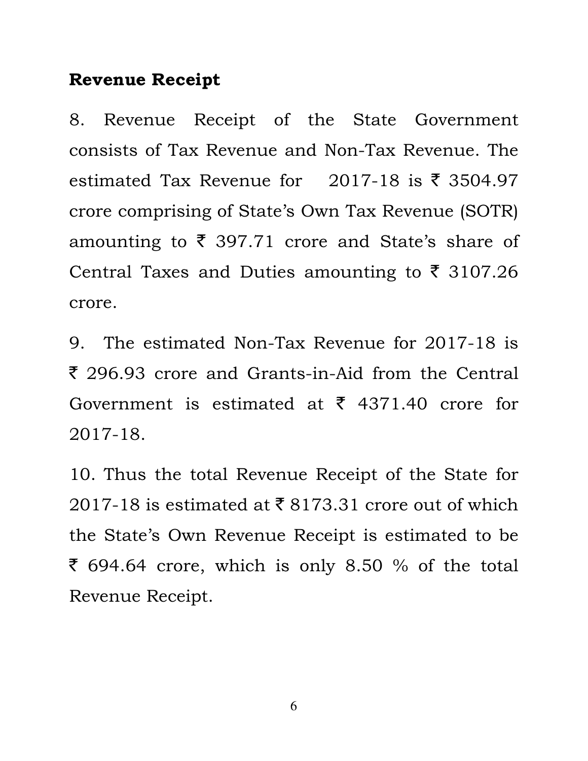## Revenue Receipt

8. Revenue Receipt of the State Government consists of Tax Revenue and Non-Tax Revenue. The estimated Tax Revenue for 2017-18 is ₹ 3504.97 crore comprising of State's Own Tax Revenue (SOTR) amounting to ₹ 397.71 crore and State's share of Central Taxes and Duties amounting to ₹ 3107.26 crore.

9. The estimated Non-Tax Revenue for 2017-18 is ₹ 296.93 crore and Grants-in-Aid from the Central Government is estimated at ₹ 4371.40 crore for 2017-18.

10. Thus the total Revenue Receipt of the State for 2017-18 is estimated at ₹ 8173.31 crore out of which the State's Own Revenue Receipt is estimated to be ₹ 694.64 crore, which is only 8.50 % of the total Revenue Receipt.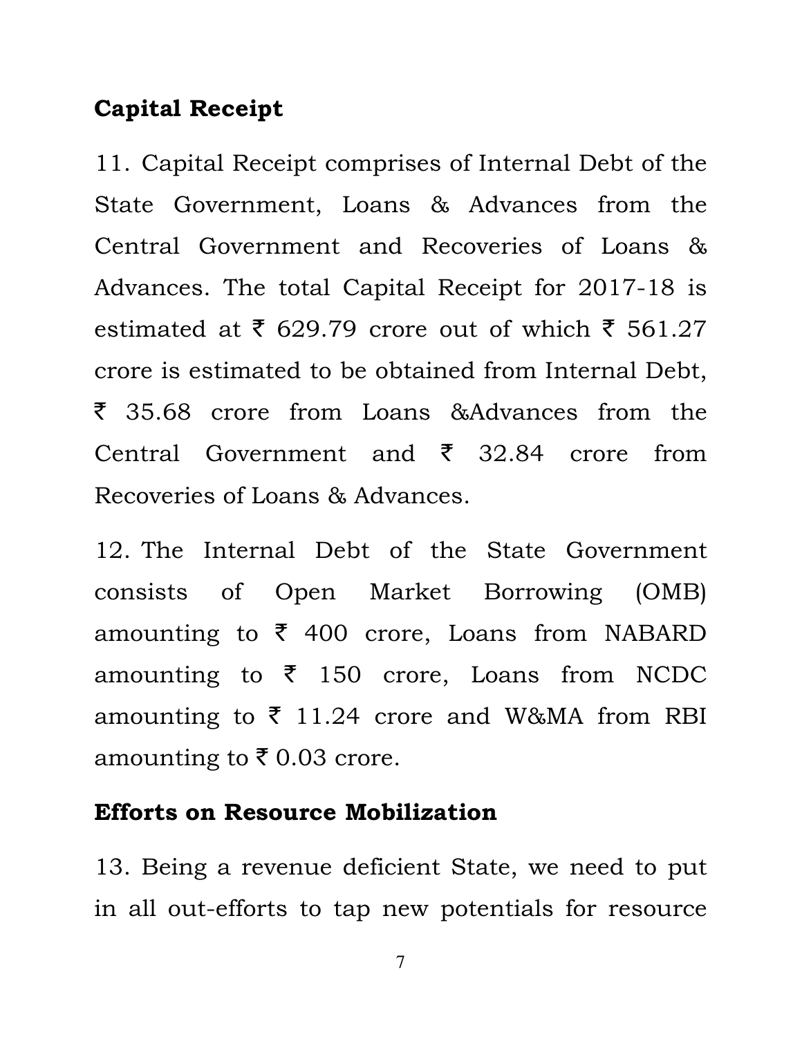## Capital Receipt

11. Capital Receipt comprises of Internal Debt of the State Government, Loans & Advances from the Central Government and Recoveries of Loans & Advances. The total Capital Receipt for 2017-18 is estimated at ₹ 629.79 crore out of which ₹ 561.27 crore is estimated to be obtained from Internal Debt, ₹ 35.68 crore from Loans &Advances from the Central Government and ₹ 32.84 crore from Recoveries of Loans & Advances.

12. The Internal Debt of the State Government consists of Open Market Borrowing (OMB) amounting to ₹ 400 crore, Loans from NABARD amounting to ₹ 150 crore, Loans from NCDC amounting to ₹ 11.24 crore and W&MA from RBI amounting to ₹ 0.03 crore.

## Efforts on Resource Mobilization

13. Being a revenue deficient State, we need to put in all out-efforts to tap new potentials for resource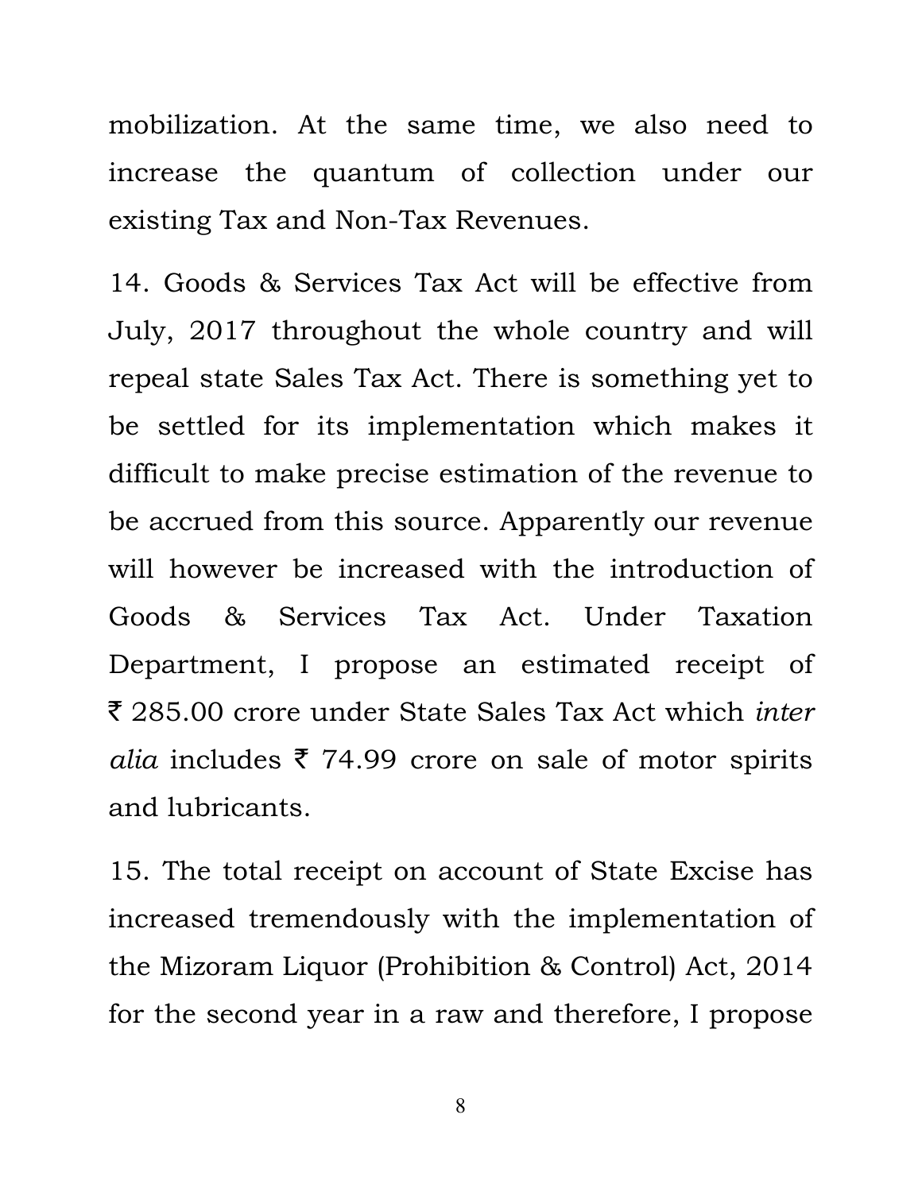mobilization. At the same time, we also need to increase the quantum of collection under our existing Tax and Non-Tax Revenues.

14. Goods & Services Tax Act will be effective from July, 2017 throughout the whole country and will repeal state Sales Tax Act. There is something yet to be settled for its implementation which makes it difficult to make precise estimation of the revenue to be accrued from this source. Apparently our revenue will however be increased with the introduction of Goods & Services Tax Act. Under Taxation Department, I propose an estimated receipt of ₹ 285.00 crore under State Sales Tax Act which *inter alia* includes ₹ 74.99 crore on sale of motor spirits and lubricants.

15. The total receipt on account of State Excise has increased tremendously with the implementation of the Mizoram Liquor (Prohibition & Control) Act, 2014 for the second year in a raw and therefore, I propose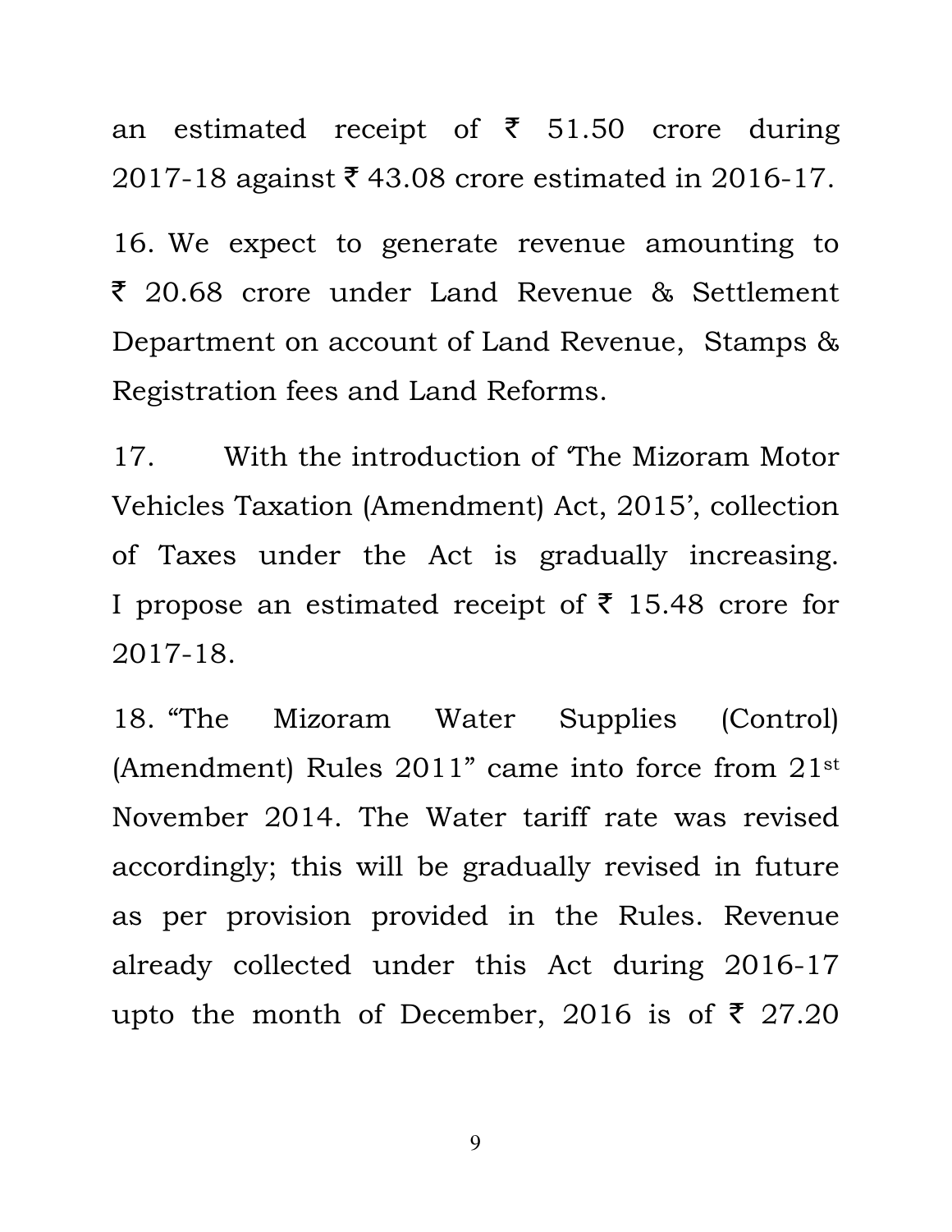an estimated receipt of ₹ 51.50 crore during 2017-18 against ₹ 43.08 crore estimated in 2016-17.

16. We expect to generate revenue amounting to ₹ 20.68 crore under Land Revenue & Settlement Department on account of Land Revenue, Stamps & Registration fees and Land Reforms.

17. With the introduction of 'The Mizoram Motor Vehicles Taxation (Amendment) Act, 2015', collection of Taxes under the Act is gradually increasing. I propose an estimated receipt of ₹ 15.48 crore for 2017-18.

18. "The Mizoram Water Supplies (Control) (Amendment) Rules 2011" came into force from 21st November 2014. The Water tariff rate was revised accordingly; this will be gradually revised in future as per provision provided in the Rules. Revenue already collected under this Act during 2016-17 upto the month of December, 2016 is of ₹ 27.20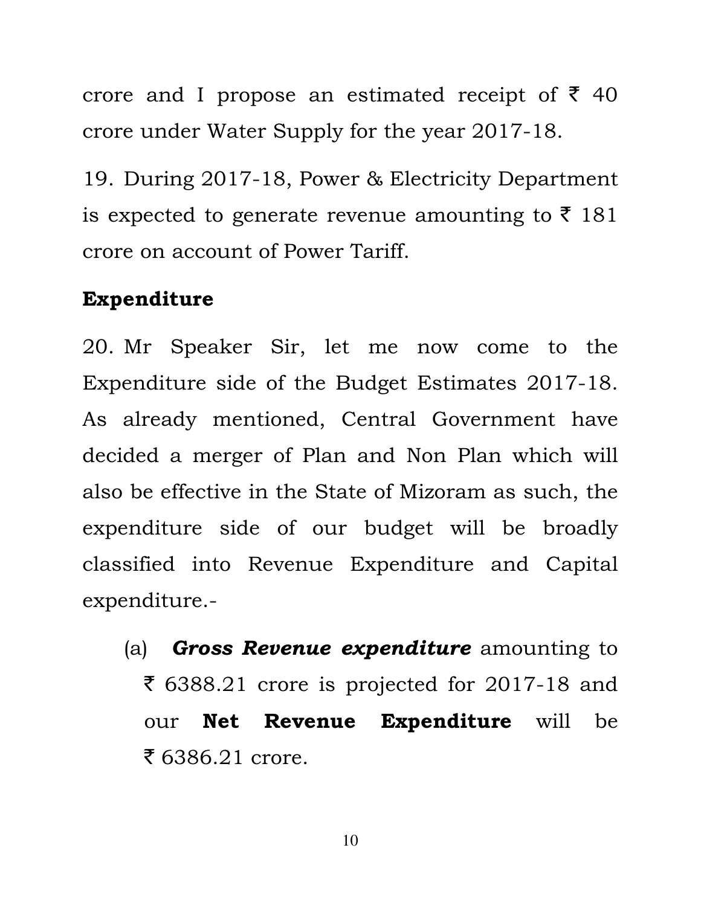crore and I propose an estimated receipt of ₹ 40 crore under Water Supply for the year 2017-18.

19. During 2017-18, Power & Electricity Department is expected to generate revenue amounting to ₹ 181 crore on account of Power Tariff.

**Expenditure**

20. Mr Speaker Sir, let me now come to the Expenditure side of the Budget Estimates 2017-18. As already mentioned, Central Government have decided a merger of Plan and Non Plan which will also be effective in the State of Mizoram as such, the expenditure side of our budget will be broadly classified into Revenue Expenditure and Capital expenditure.-

(a) ***Gross Revenue expenditure*** amounting to ₹ 6388.21 crore is projected for 2017-18 and our **Net Revenue Expenditure** will be ₹ 6386.21 crore.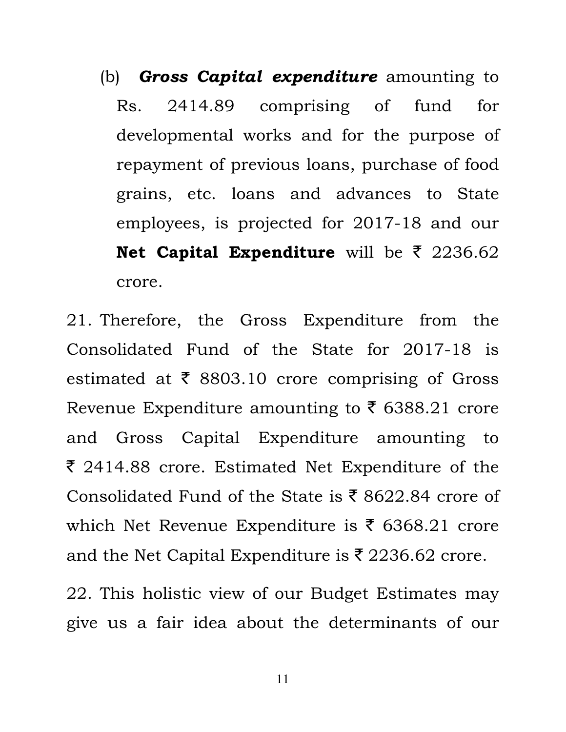(b) ***Gross Capital expenditure*** amounting to Rs. 2414.89 comprising of fund for developmental works and for the purpose of repayment of previous loans, purchase of food grains, etc. loans and advances to State employees, is projected for 2017-18 and our **Net Capital Expenditure** will be ₹ 2236.62 crore.

21. Therefore, the Gross Expenditure from the Consolidated Fund of the State for 2017-18 is estimated at ₹ 8803.10 crore comprising of Gross Revenue Expenditure amounting to ₹ 6388.21 crore and Gross Capital Expenditure amounting to ₹ 2414.88 crore. Estimated Net Expenditure of the Consolidated Fund of the State is ₹ 8622.84 crore of which Net Revenue Expenditure is ₹ 6368.21 crore and the Net Capital Expenditure is ₹ 2236.62 crore.

22. This holistic view of our Budget Estimates may give us a fair idea about the determinants of our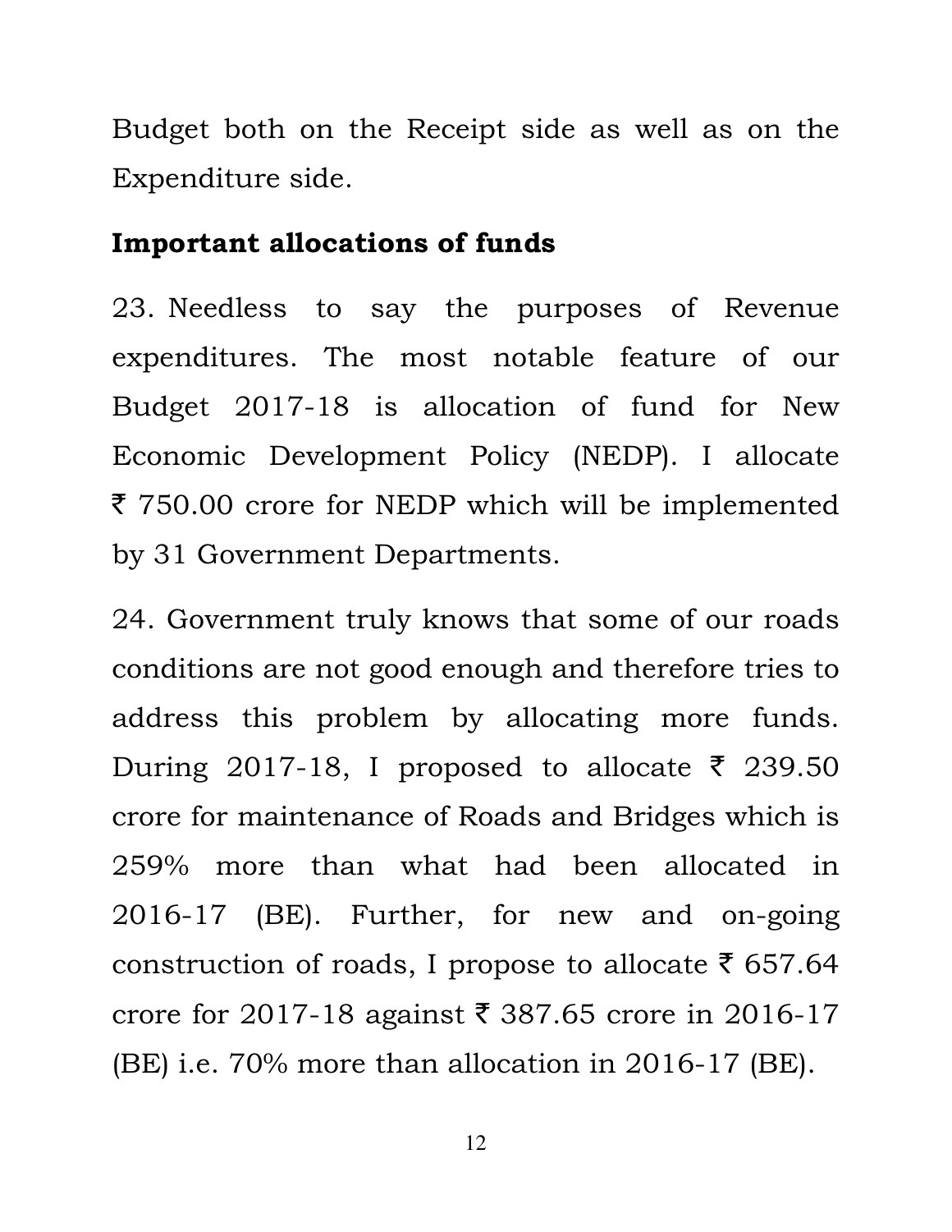Budget both on the Receipt side as well as on the Expenditure side.

**Important allocations of funds**

23. Needless to say the purposes of Revenue expenditures. The most notable feature of our Budget 2017-18 is allocation of fund for New Economic Development Policy (NEDP). I allocate ₹ 750.00 crore for NEDP which will be implemented by 31 Government Departments.

24. Government truly knows that some of our roads conditions are not good enough and therefore tries to address this problem by allocating more funds. During 2017-18, I proposed to allocate ₹ 239.50 crore for maintenance of Roads and Bridges which is 259% more than what had been allocated in 2016-17 (BE). Further, for new and on-going construction of roads, I propose to allocate ₹ 657.64 crore for 2017-18 against ₹ 387.65 crore in 2016-17 (BE) i.e. 70% more than allocation in 2016-17 (BE).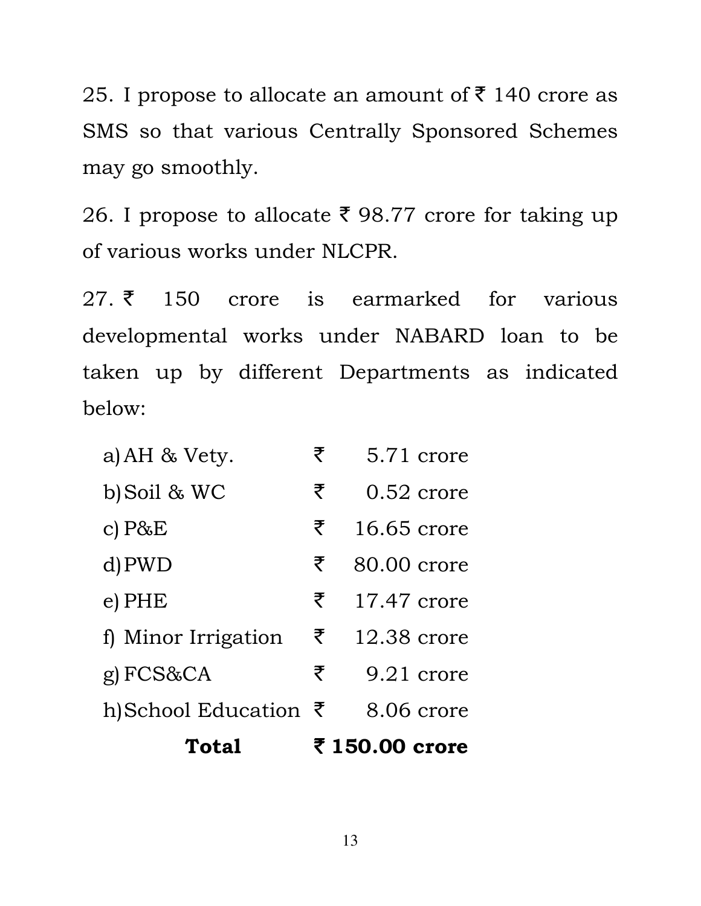25. I propose to allocate an amount of ₹ 140 crore as SMS so that various Centrally Sponsored Schemes may go smoothly.

26. I propose to allocate ₹ 98.77 crore for taking up of various works under NLCPR.

27. ₹ 150 crore is earmarked for various developmental works under NABARD loan to be taken up by different Departments as indicated below:

| | |
|---|---|
| a) AH & Vety. | ₹ 5.71 crore |
| b) Soil & WC | ₹ 0.52 crore |
| c) P&E | ₹ 16.65 crore |
| d) PWD | ₹ 80.00 crore |
| e) PHE | ₹ 17.47 crore |
| f) Minor Irrigation | ₹ 12.38 crore |
| g) FCS&CA | ₹ 9.21 crore |
| h) School Education | ₹ 8.06 crore |
| **Total** | **₹ 150.00 crore** |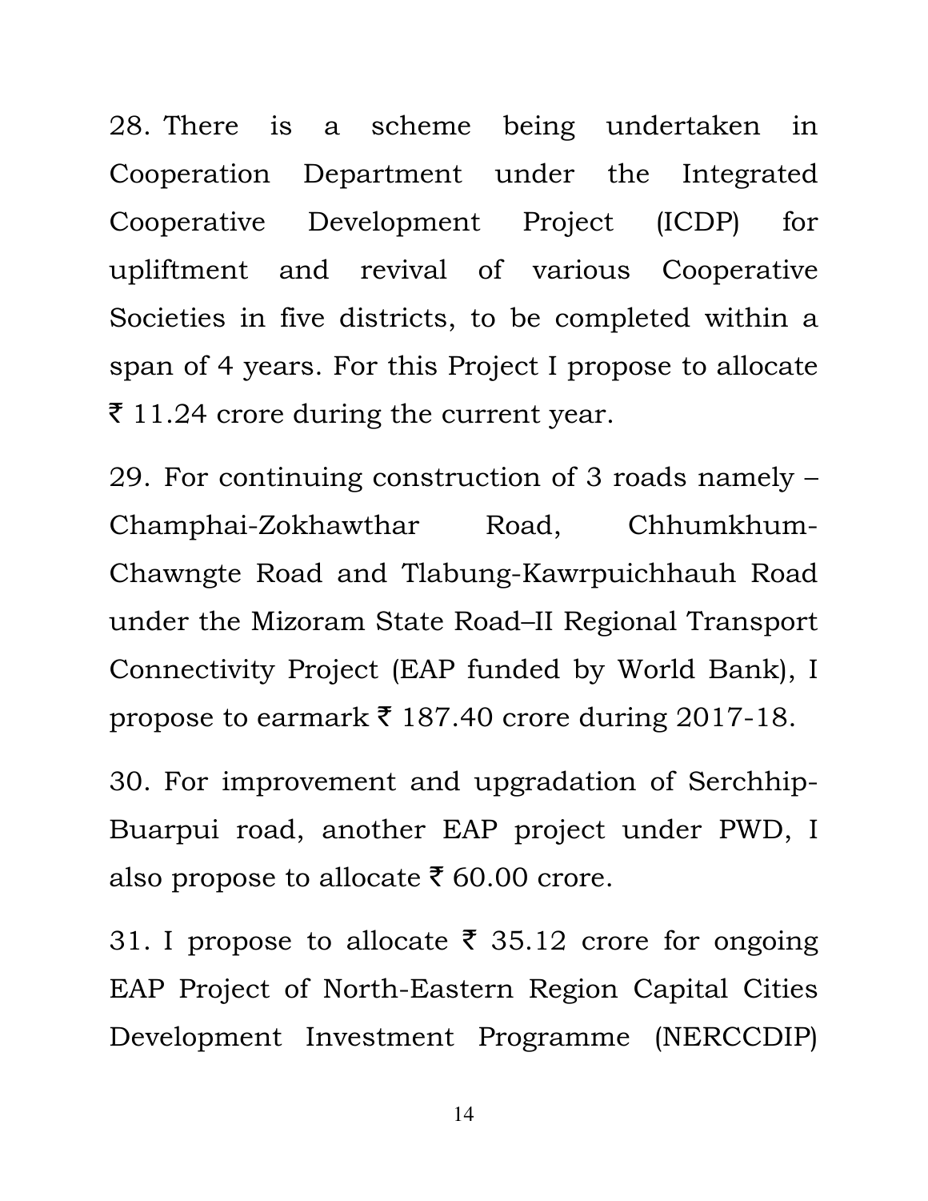28. There is a scheme being undertaken in Cooperation Department under the Integrated Cooperative Development Project (ICDP) for upliftment and revival of various Cooperative Societies in five districts, to be completed within a span of 4 years. For this Project I propose to allocate ₹ 11.24 crore during the current year.

29. For continuing construction of 3 roads namely – Champhai-Zokhawthar Road, Chhumkhum-Chawngte Road and Tlabung-Kawrpuichhauh Road under the Mizoram State Road–II Regional Transport Connectivity Project (EAP funded by World Bank), I propose to earmark ₹ 187.40 crore during 2017-18.

30. For improvement and upgradation of Serchhip-Buarpui road, another EAP project under PWD, I also propose to allocate ₹ 60.00 crore.

31. I propose to allocate ₹ 35.12 crore for ongoing EAP Project of North-Eastern Region Capital Cities Development Investment Programme (NERCCDIP)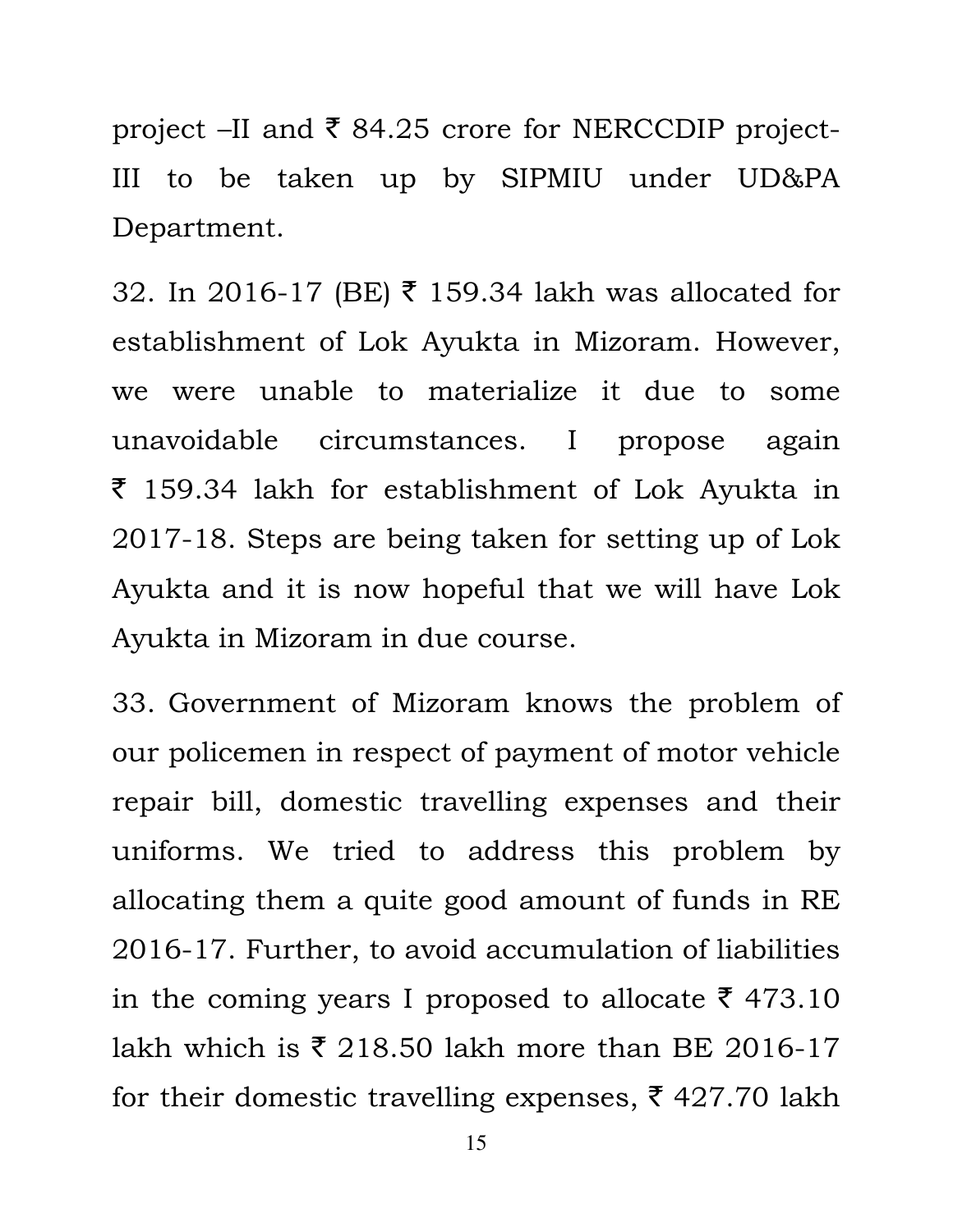project –II and ₹ 84.25 crore for NERCCDIP project-III to be taken up by SIPMIU under UD&PA Department.

32. In 2016-17 (BE) ₹ 159.34 lakh was allocated for establishment of Lok Ayukta in Mizoram. However, we were unable to materialize it due to some unavoidable circumstances. I propose again ₹ 159.34 lakh for establishment of Lok Ayukta in 2017-18. Steps are being taken for setting up of Lok Ayukta and it is now hopeful that we will have Lok Ayukta in Mizoram in due course.

33. Government of Mizoram knows the problem of our policemen in respect of payment of motor vehicle repair bill, domestic travelling expenses and their uniforms. We tried to address this problem by allocating them a quite good amount of funds in RE 2016-17. Further, to avoid accumulation of liabilities in the coming years I proposed to allocate ₹ 473.10 lakh which is ₹ 218.50 lakh more than BE 2016-17 for their domestic travelling expenses, ₹ 427.70 lakh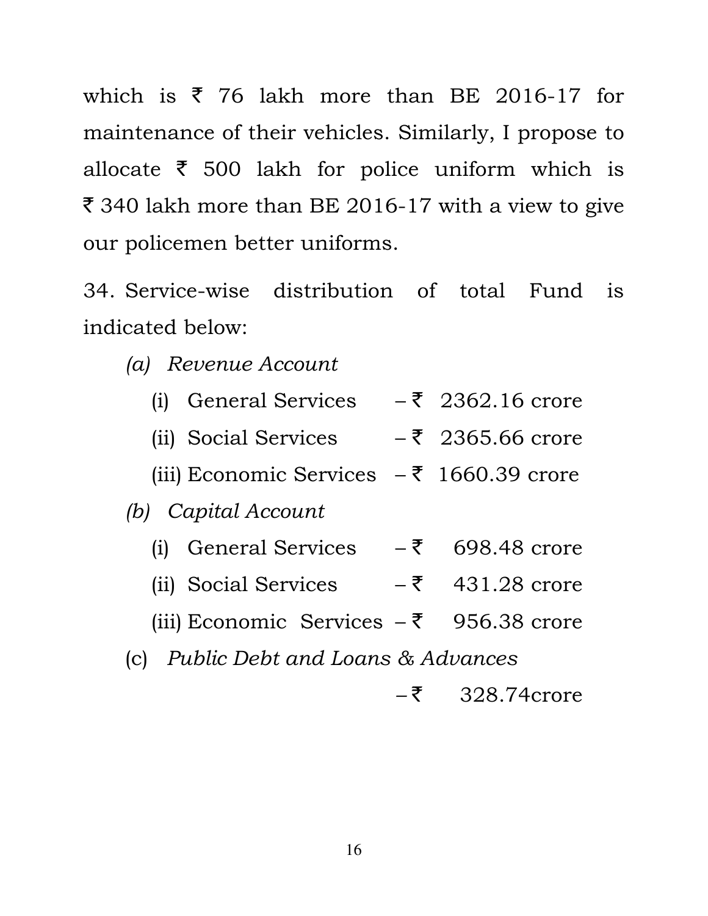which is ₹ 76 lakh more than BE 2016-17 for maintenance of their vehicles. Similarly, I propose to allocate ₹ 500 lakh for police uniform which is ₹ 340 lakh more than BE 2016-17 with a view to give our policemen better uniforms.

34. Service-wise distribution of total Fund is indicated below:

*(a) Revenue Account*

- (i) General Services – ₹ 2362.16 crore
- (ii) Social Services – ₹ 2365.66 crore
- (iii) Economic Services – ₹ 1660.39 crore

*(b) Capital Account*

- (i) General Services – ₹ 698.48 crore
- (ii) Social Services – ₹ 431.28 crore
- (iii) Economic Services – ₹ 956.38 crore

(c) *Public Debt and Loans & Advances*

– ₹ 328.74crore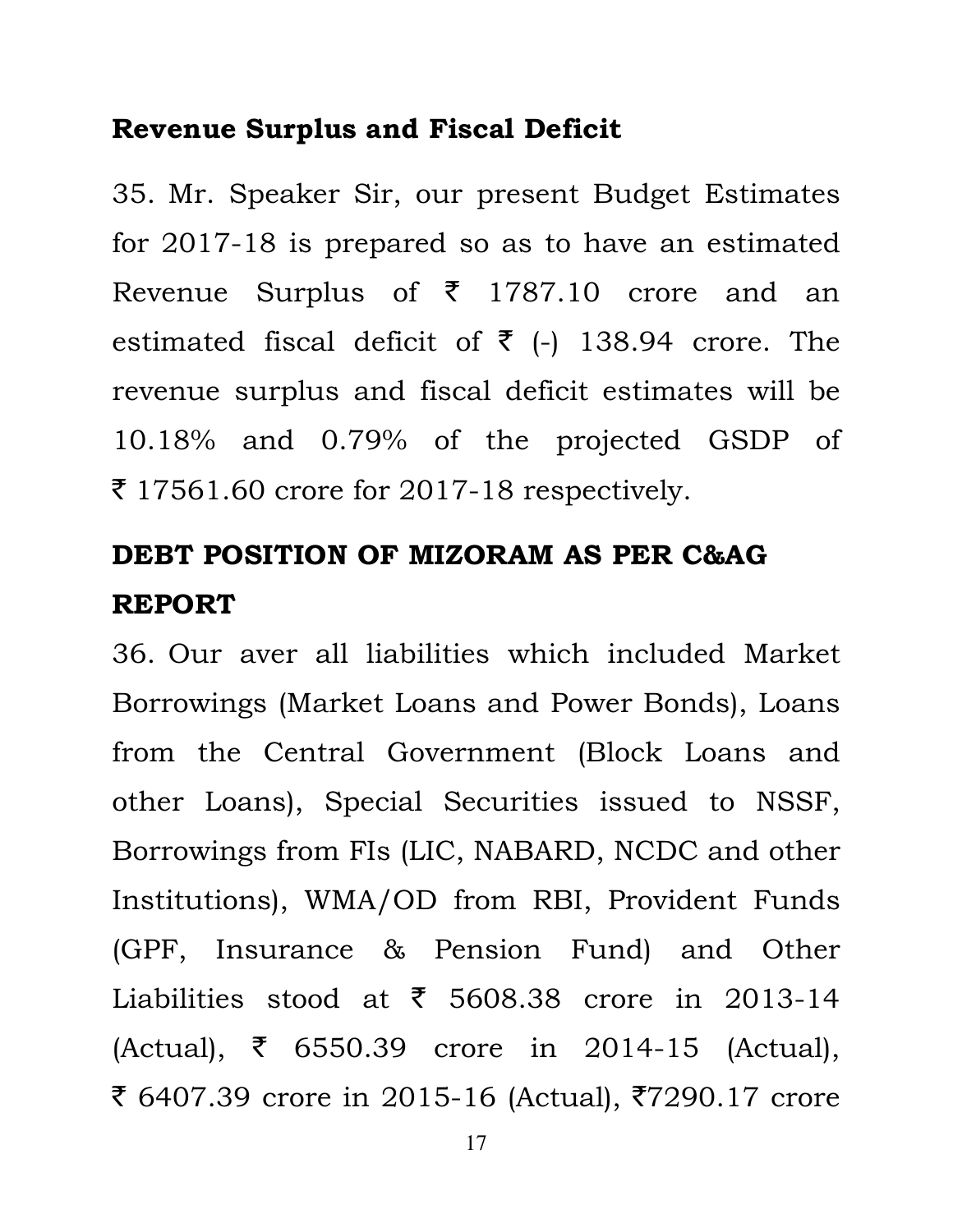**Revenue Surplus and Fiscal Deficit**

35. Mr. Speaker Sir, our present Budget Estimates for 2017-18 is prepared so as to have an estimated Revenue Surplus of ₹ 1787.10 crore and an estimated fiscal deficit of ₹ (-) 138.94 crore. The revenue surplus and fiscal deficit estimates will be 10.18% and 0.79% of the projected GSDP of ₹ 17561.60 crore for 2017-18 respectively.

**DEBT POSITION OF MIZORAM AS PER C&AG REPORT**

36. Our aver all liabilities which included Market Borrowings (Market Loans and Power Bonds), Loans from the Central Government (Block Loans and other Loans), Special Securities issued to NSSF, Borrowings from FIs (LIC, NABARD, NCDC and other Institutions), WMA/OD from RBI, Provident Funds (GPF, Insurance & Pension Fund) and Other Liabilities stood at ₹ 5608.38 crore in 2013-14 (Actual), ₹ 6550.39 crore in 2014-15 (Actual), ₹ 6407.39 crore in 2015-16 (Actual), ₹7290.17 crore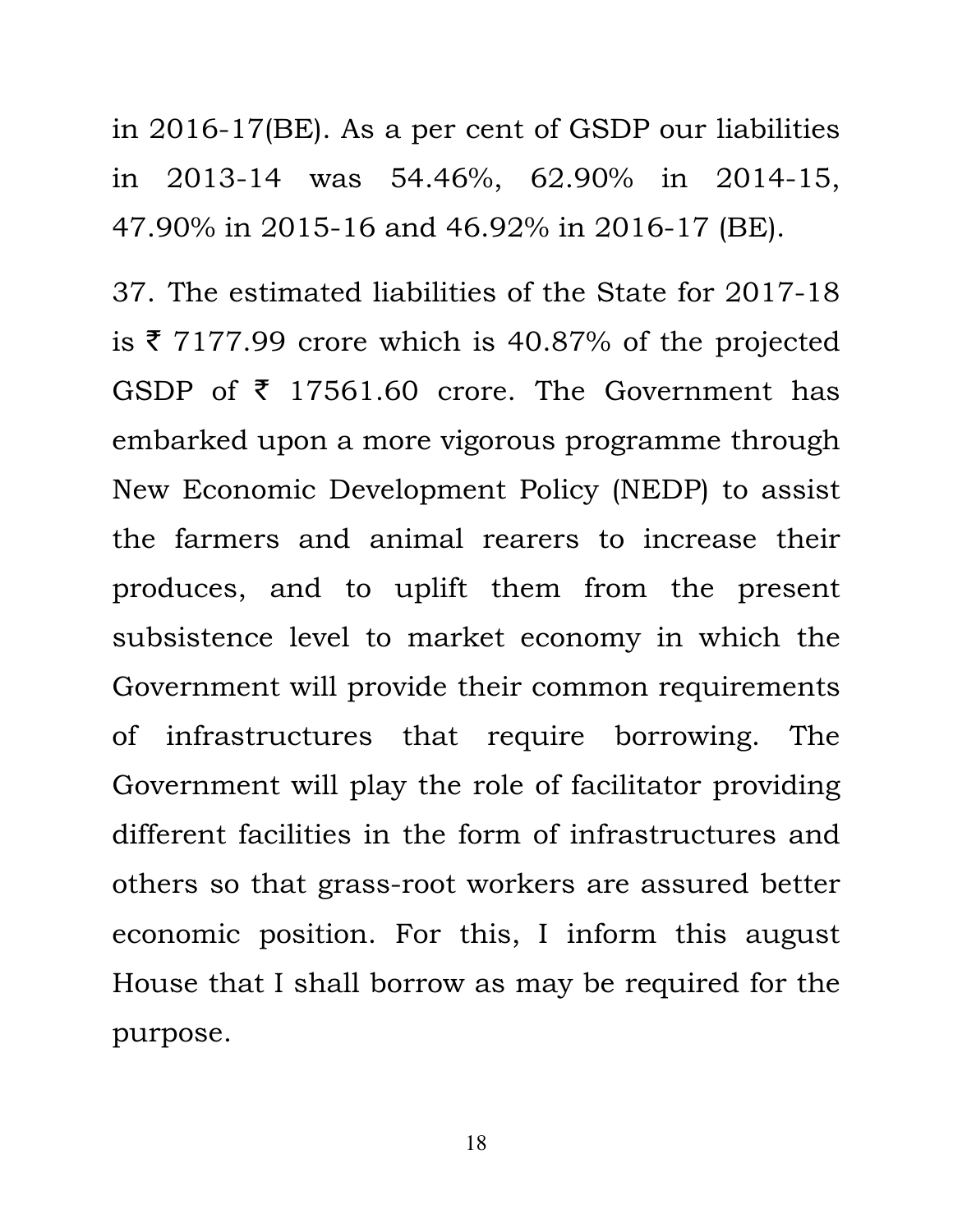in 2016-17(BE). As a per cent of GSDP our liabilities in 2013-14 was 54.46%, 62.90% in 2014-15, 47.90% in 2015-16 and 46.92% in 2016-17 (BE).

37. The estimated liabilities of the State for 2017-18 is ₹ 7177.99 crore which is 40.87% of the projected GSDP of ₹ 17561.60 crore. The Government has embarked upon a more vigorous programme through New Economic Development Policy (NEDP) to assist the farmers and animal rearers to increase their produces, and to uplift them from the present subsistence level to market economy in which the Government will provide their common requirements of infrastructures that require borrowing. The Government will play the role of facilitator providing different facilities in the form of infrastructures and others so that grass-root workers are assured better economic position. For this, I inform this august House that I shall borrow as may be required for the purpose.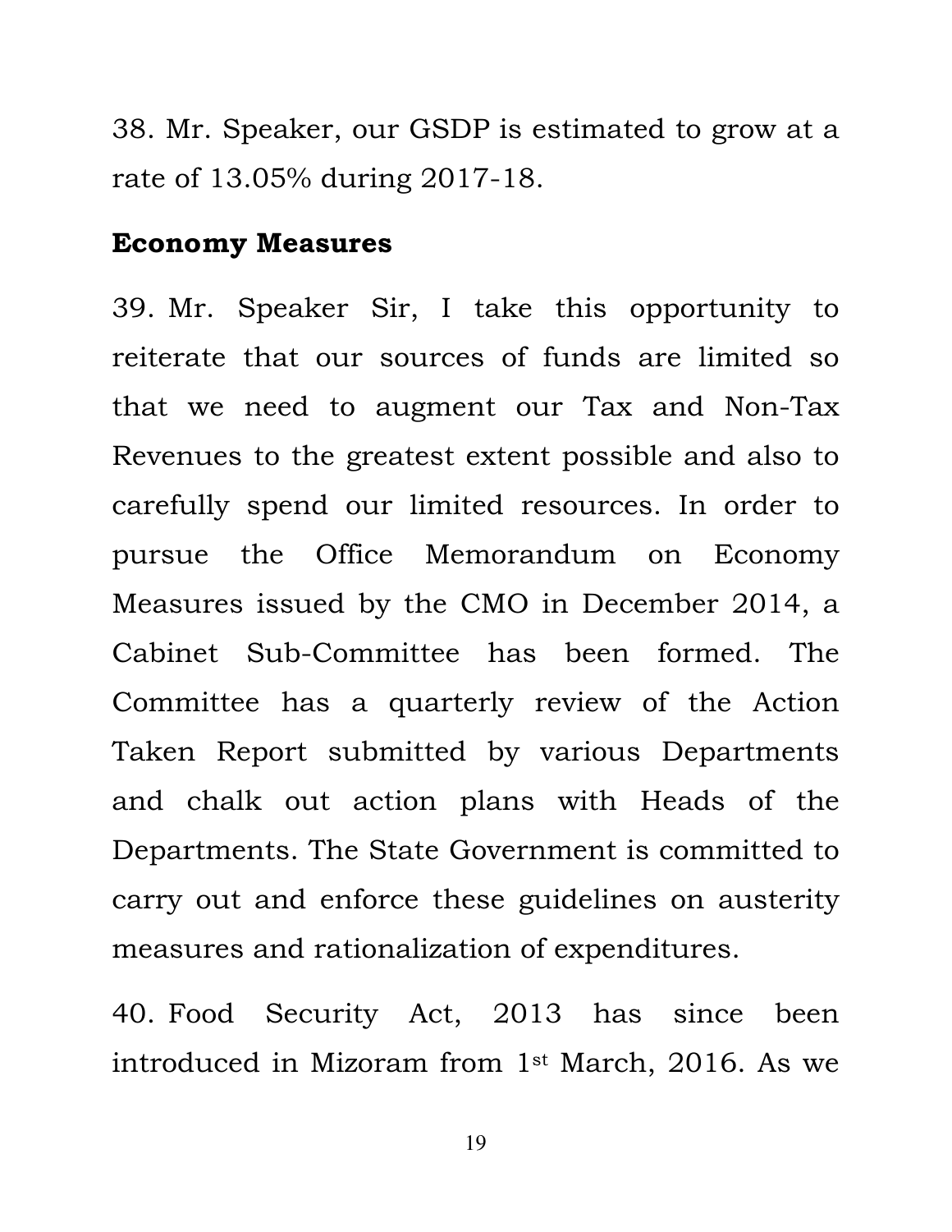38. Mr. Speaker, our GSDP is estimated to grow at a rate of 13.05% during 2017-18.

**Economy Measures**

39. Mr. Speaker Sir, I take this opportunity to reiterate that our sources of funds are limited so that we need to augment our Tax and Non-Tax Revenues to the greatest extent possible and also to carefully spend our limited resources. In order to pursue the Office Memorandum on Economy Measures issued by the CMO in December 2014, a Cabinet Sub-Committee has been formed. The Committee has a quarterly review of the Action Taken Report submitted by various Departments and chalk out action plans with Heads of the Departments. The State Government is committed to carry out and enforce these guidelines on austerity measures and rationalization of expenditures.

40. Food Security Act, 2013 has since been introduced in Mizoram from 1st March, 2016. As we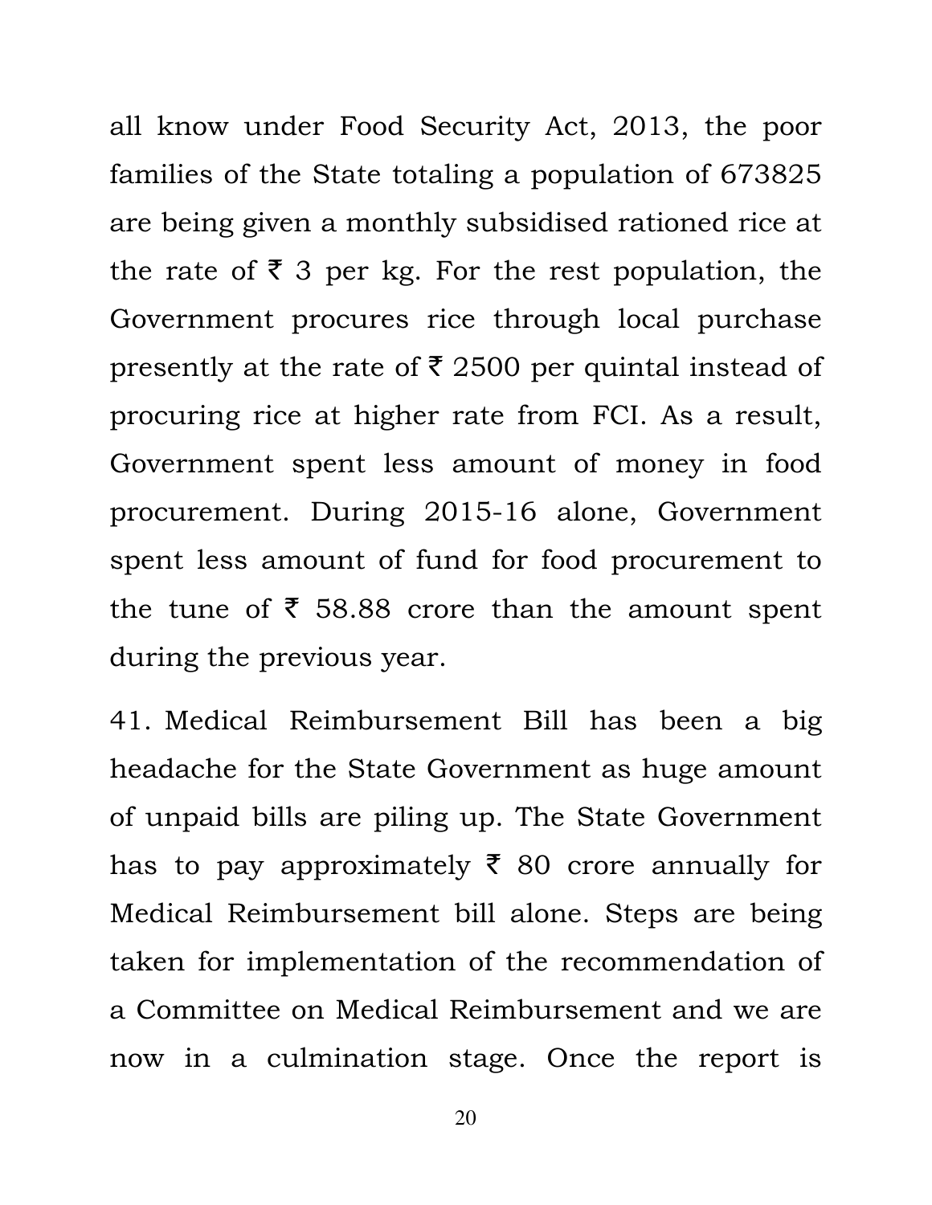all know under Food Security Act, 2013, the poor families of the State totaling a population of 673825 are being given a monthly subsidised rationed rice at the rate of ₹ 3 per kg. For the rest population, the Government procures rice through local purchase presently at the rate of ₹ 2500 per quintal instead of procuring rice at higher rate from FCI. As a result, Government spent less amount of money in food procurement. During 2015-16 alone, Government spent less amount of fund for food procurement to the tune of ₹ 58.88 crore than the amount spent during the previous year.

41. Medical Reimbursement Bill has been a big headache for the State Government as huge amount of unpaid bills are piling up. The State Government has to pay approximately ₹ 80 crore annually for Medical Reimbursement bill alone. Steps are being taken for implementation of the recommendation of a Committee on Medical Reimbursement and we are now in a culmination stage. Once the report is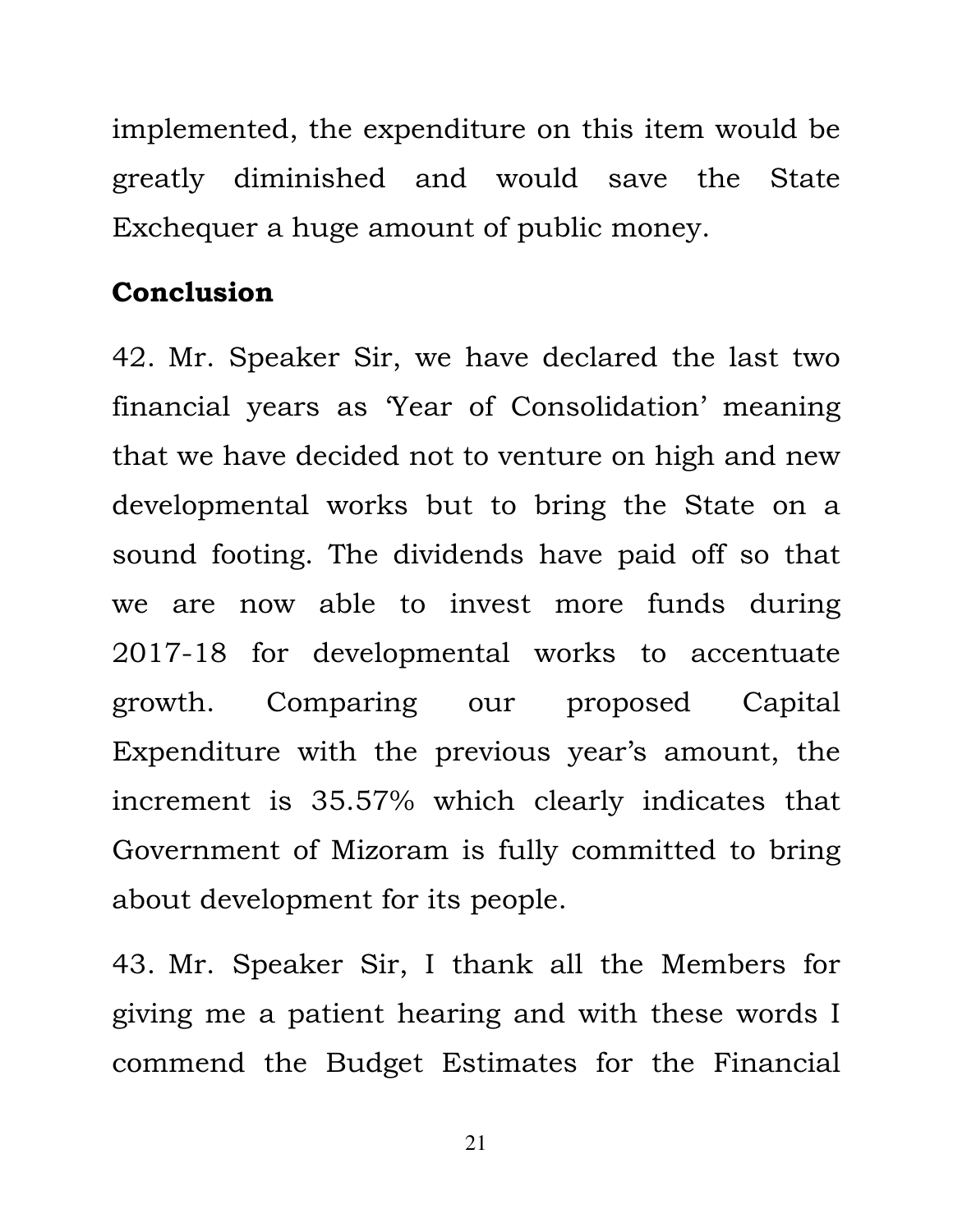implemented, the expenditure on this item would be greatly diminished and would save the State Exchequer a huge amount of public money.

## Conclusion

42. Mr. Speaker Sir, we have declared the last two financial years as 'Year of Consolidation' meaning that we have decided not to venture on high and new developmental works but to bring the State on a sound footing. The dividends have paid off so that we are now able to invest more funds during 2017-18 for developmental works to accentuate growth. Comparing our proposed Capital Expenditure with the previous year's amount, the increment is 35.57% which clearly indicates that Government of Mizoram is fully committed to bring about development for its people.

43. Mr. Speaker Sir, I thank all the Members for giving me a patient hearing and with these words I commend the Budget Estimates for the Financial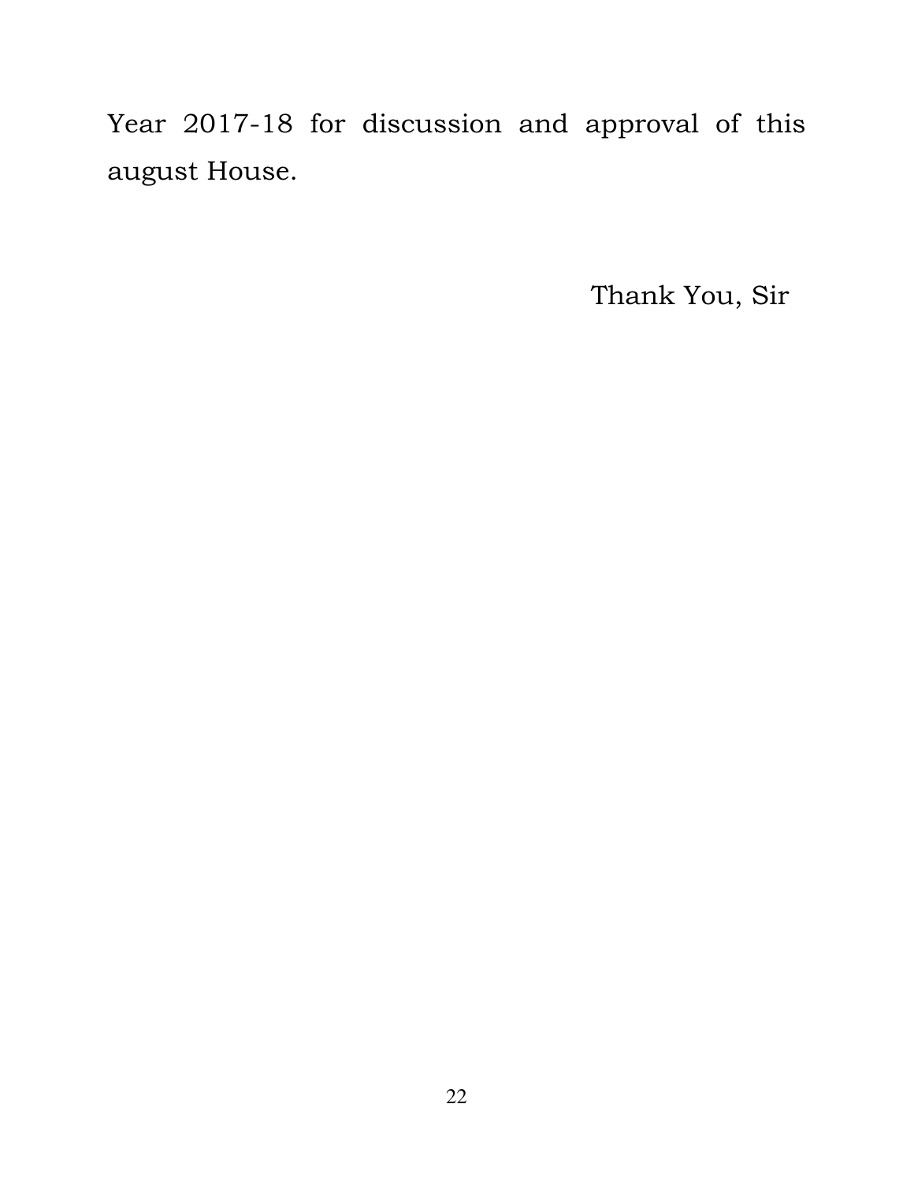Year 2017-18 for discussion and approval of this august House.

Thank You, Sir